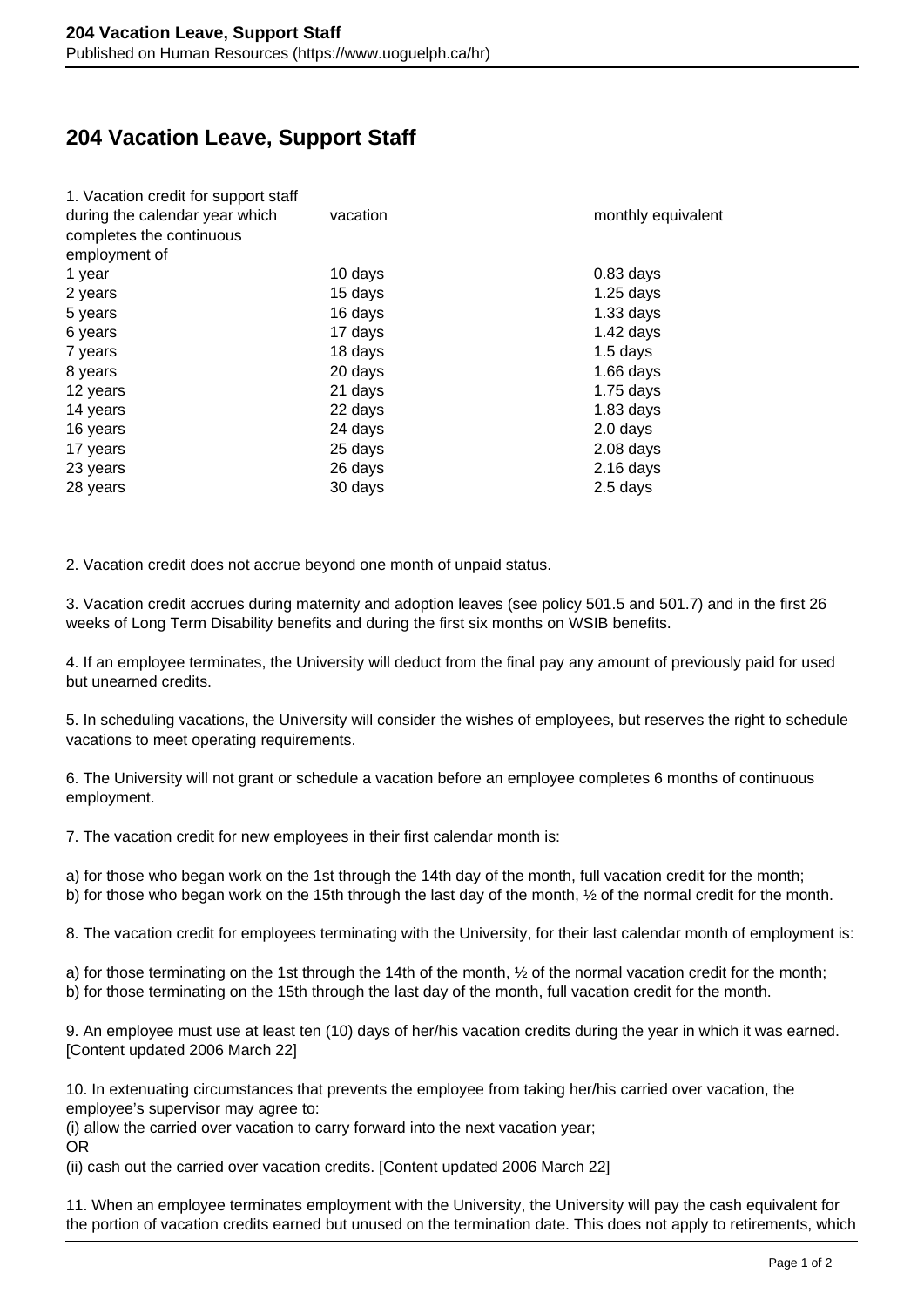# 204 Vacation Leave, Support Staff

| 1. Vacation credit for support staff during the calendar year which completes the continuous employment of | vacation | monthly equivalent |
|---|---|---|
| 1 year | 10 days | 0.83 days |
| 2 years | 15 days | 1.25 days |
| 5 years | 16 days | 1.33 days |
| 6 years | 17 days | 1.42 days |
| 7 years | 18 days | 1.5 days |
| 8 years | 20 days | 1.66 days |
| 12 years | 21 days | 1.75 days |
| 14 years | 22 days | 1.83 days |
| 16 years | 24 days | 2.0 days |
| 17 years | 25 days | 2.08 days |
| 23 years | 26 days | 2.16 days |
| 28 years | 30 days | 2.5 days |

2. Vacation credit does not accrue beyond one month of unpaid status.

3. Vacation credit accrues during maternity and adoption leaves (see policy 501.5 and 501.7) and in the first 26 weeks of Long Term Disability benefits and during the first six months on WSIB benefits.

4. If an employee terminates, the University will deduct from the final pay any amount of previously paid for used but unearned credits.

5. In scheduling vacations, the University will consider the wishes of employees, but reserves the right to schedule vacations to meet operating requirements.

6. The University will not grant or schedule a vacation before an employee completes 6 months of continuous employment.

7. The vacation credit for new employees in their first calendar month is:

a) for those who began work on the 1st through the 14th day of the month, full vacation credit for the month;
b) for those who began work on the 15th through the last day of the month, ½ of the normal credit for the month.

8. The vacation credit for employees terminating with the University, for their last calendar month of employment is:

a) for those terminating on the 1st through the 14th of the month, ½ of the normal vacation credit for the month;
b) for those terminating on the 15th through the last day of the month, full vacation credit for the month.

9. An employee must use at least ten (10) days of her/his vacation credits during the year in which it was earned. [Content updated 2006 March 22]

10. In extenuating circumstances that prevents the employee from taking her/his carried over vacation, the employee's supervisor may agree to:
(i) allow the carried over vacation to carry forward into the next vacation year;
OR
(ii) cash out the carried over vacation credits. [Content updated 2006 March 22]

11. When an employee terminates employment with the University, the University will pay the cash equivalent for the portion of vacation credits earned but unused on the termination date. This does not apply to retirements, which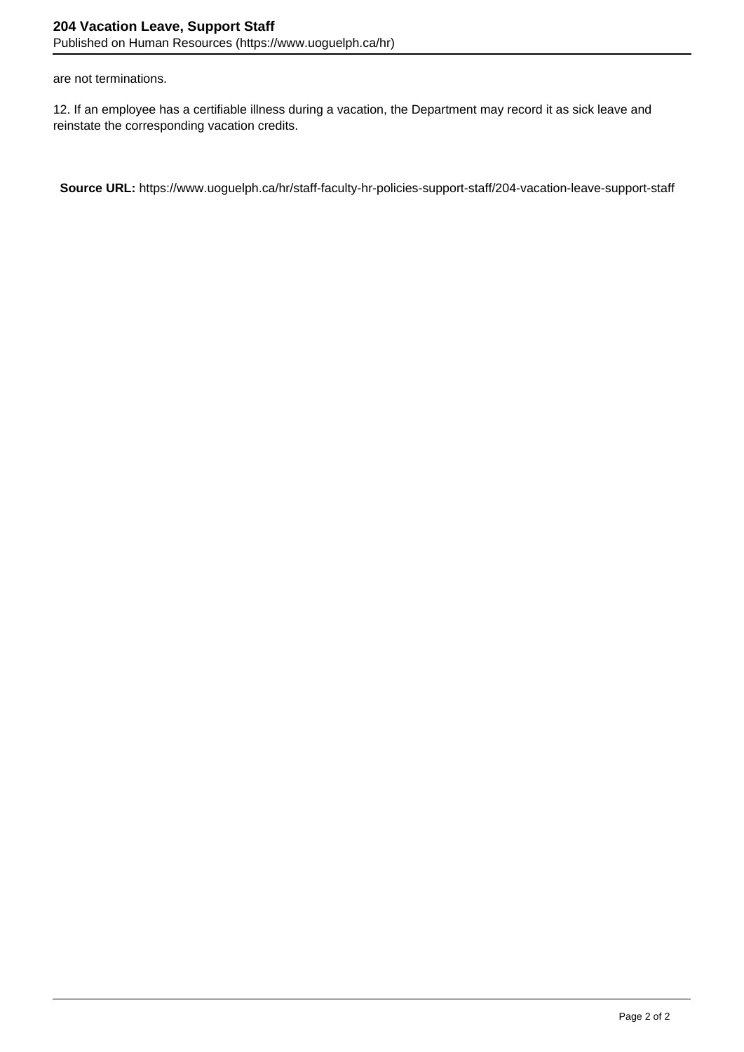are not terminations.

12. If an employee has a certifiable illness during a vacation, the Department may record it as sick leave and reinstate the corresponding vacation credits.

**Source URL:** https://www.uoguelph.ca/hr/staff-faculty-hr-policies-support-staff/204-vacation-leave-support-staff